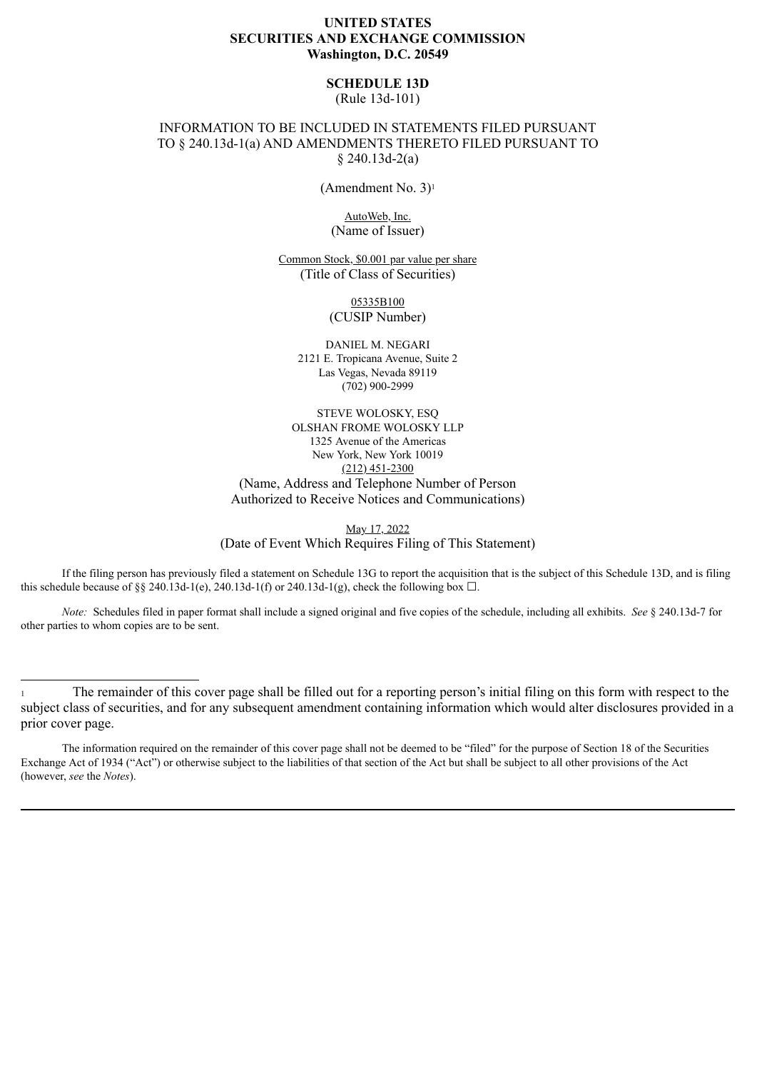**UNITED STATES**
**SECURITIES AND EXCHANGE COMMISSION**
**Washington, D.C. 20549**

**SCHEDULE 13D**
(Rule 13d-101)

INFORMATION TO BE INCLUDED IN STATEMENTS FILED PURSUANT TO § 240.13d-1(a) AND AMENDMENTS THERETO FILED PURSUANT TO § 240.13d-2(a)

(Amendment No. 3)[1]

AutoWeb, Inc.
(Name of Issuer)

Common Stock, $0.001 par value per share
(Title of Class of Securities)

05335B100
(CUSIP Number)

DANIEL M. NEGARI
2121 E. Tropicana Avenue, Suite 2
Las Vegas, Nevada 89119
(702) 900-2999

STEVE WOLOSKY, ESQ
OLSHAN FROME WOLOSKY LLP
1325 Avenue of the Americas
New York, New York 10019
(212) 451-2300
(Name, Address and Telephone Number of Person Authorized to Receive Notices and Communications)

May 17, 2022
(Date of Event Which Requires Filing of This Statement)

If the filing person has previously filed a statement on Schedule 13G to report the acquisition that is the subject of this Schedule 13D, and is filing this schedule because of §§ 240.13d-1(e), 240.13d-1(f) or 240.13d-1(g), check the following box ☐.

*Note:* Schedules filed in paper format shall include a signed original and five copies of the schedule, including all exhibits. *See* § 240.13d-7 for other parties to whom copies are to be sent.

---

[1] The remainder of this cover page shall be filled out for a reporting person's initial filing on this form with respect to the subject class of securities, and for any subsequent amendment containing information which would alter disclosures provided in a prior cover page.

The information required on the remainder of this cover page shall not be deemed to be "filed" for the purpose of Section 18 of the Securities Exchange Act of 1934 ("Act") or otherwise subject to the liabilities of that section of the Act but shall be subject to all other provisions of the Act (however, *see* the *Notes*).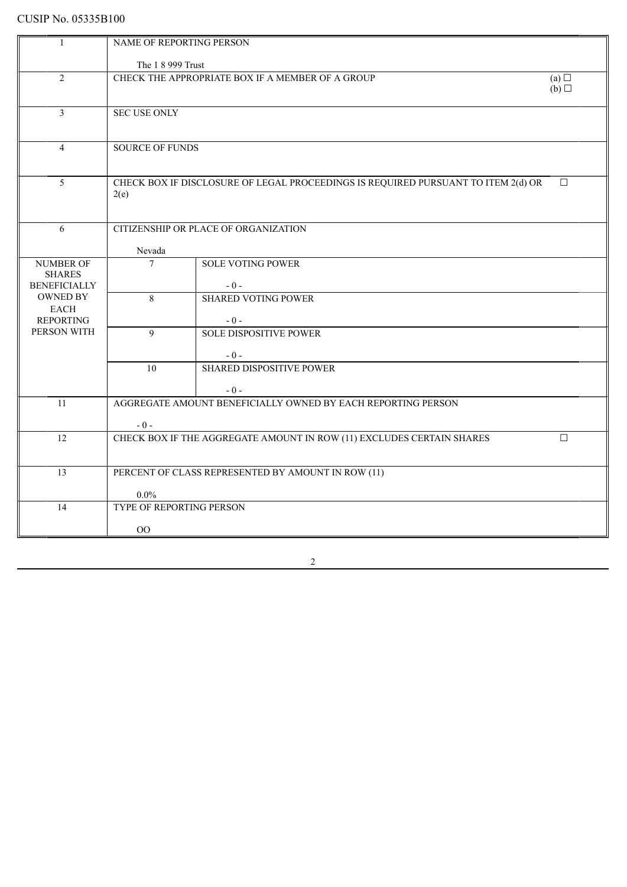CUSIP No. 05335B100

| | | | |
|---|---|---|---|
| 1 | NAME OF REPORTING PERSON<br><br>The 1 8 999 Trust | | |
| 2 | CHECK THE APPROPRIATE BOX IF A MEMBER OF A GROUP | | (a) ☐<br>(b) ☐ |
| 3 | SEC USE ONLY | | |
| 4 | SOURCE OF FUNDS | | |
| 5 | CHECK BOX IF DISCLOSURE OF LEGAL PROCEEDINGS IS REQUIRED PURSUANT TO ITEM 2(d) OR 2(e) | | ☐ |
| 6 | CITIZENSHIP OR PLACE OF ORGANIZATION<br><br>Nevada | | |
| NUMBER OF SHARES BENEFICIALLY OWNED BY EACH REPORTING PERSON WITH | 7 | SOLE VOTING POWER<br><br>- 0 - | |
| | 8 | SHARED VOTING POWER<br><br>- 0 - | |
| | 9 | SOLE DISPOSITIVE POWER<br><br>- 0 - | |
| | 10 | SHARED DISPOSITIVE POWER<br><br>- 0 - | |
| 11 | AGGREGATE AMOUNT BENEFICIALLY OWNED BY EACH REPORTING PERSON<br><br>- 0 - | | |
| 12 | CHECK BOX IF THE AGGREGATE AMOUNT IN ROW (11) EXCLUDES CERTAIN SHARES | | ☐ |
| 13 | PERCENT OF CLASS REPRESENTED BY AMOUNT IN ROW (11)<br><br>0.0% | | |
| 14 | TYPE OF REPORTING PERSON<br><br>OO | | |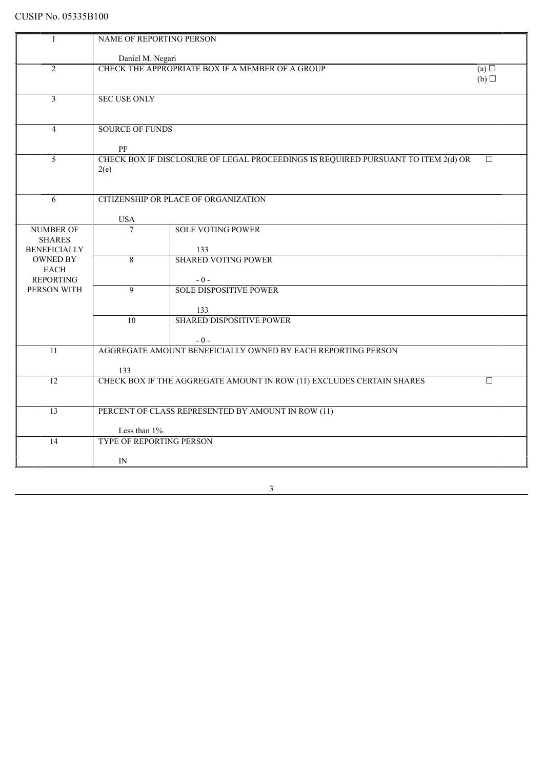CUSIP No. 05335B100

| | | | |
|---|---|---|---|
| 1 | NAME OF REPORTING PERSON<br><br>Daniel M. Negari | | |
| 2 | CHECK THE APPROPRIATE BOX IF A MEMBER OF A GROUP | | (a) ☐<br>(b) ☐ |
| 3 | SEC USE ONLY | | |
| 4 | SOURCE OF FUNDS<br><br>PF | | |
| 5 | CHECK BOX IF DISCLOSURE OF LEGAL PROCEEDINGS IS REQUIRED PURSUANT TO ITEM 2(d) OR 2(e) | | ☐ |
| 6 | CITIZENSHIP OR PLACE OF ORGANIZATION<br><br>USA | | |
| NUMBER OF SHARES BENEFICIALLY OWNED BY EACH REPORTING PERSON WITH | 7 | SOLE VOTING POWER<br><br>133 | |
| | 8 | SHARED VOTING POWER<br><br>- 0 - | |
| | 9 | SOLE DISPOSITIVE POWER<br><br>133 | |
| | 10 | SHARED DISPOSITIVE POWER<br><br>- 0 - | |
| 11 | AGGREGATE AMOUNT BENEFICIALLY OWNED BY EACH REPORTING PERSON<br><br>133 | | |
| 12 | CHECK BOX IF THE AGGREGATE AMOUNT IN ROW (11) EXCLUDES CERTAIN SHARES | | ☐ |
| 13 | PERCENT OF CLASS REPRESENTED BY AMOUNT IN ROW (11)<br><br>Less than 1% | | |
| 14 | TYPE OF REPORTING PERSON<br><br>IN | | |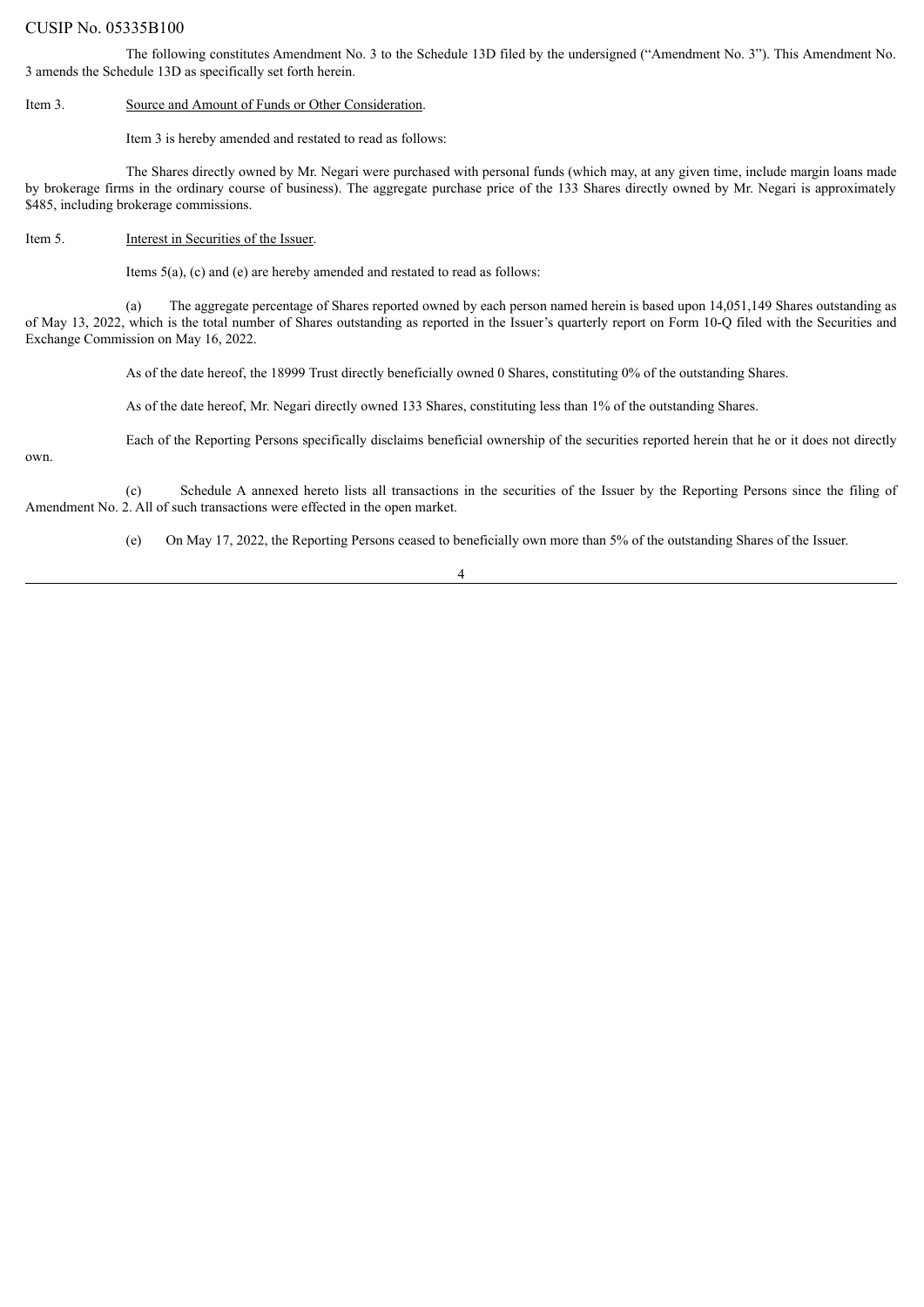CUSIP No. 05335B100

The following constitutes Amendment No. 3 to the Schedule 13D filed by the undersigned ("Amendment No. 3"). This Amendment No. 3 amends the Schedule 13D as specifically set forth herein.

Item 3. Source and Amount of Funds or Other Consideration.

Item 3 is hereby amended and restated to read as follows:

The Shares directly owned by Mr. Negari were purchased with personal funds (which may, at any given time, include margin loans made by brokerage firms in the ordinary course of business). The aggregate purchase price of the 133 Shares directly owned by Mr. Negari is approximately $485, including brokerage commissions.

Item 5. Interest in Securities of the Issuer.

Items 5(a), (c) and (e) are hereby amended and restated to read as follows:

(a) The aggregate percentage of Shares reported owned by each person named herein is based upon 14,051,149 Shares outstanding as of May 13, 2022, which is the total number of Shares outstanding as reported in the Issuer's quarterly report on Form 10-Q filed with the Securities and Exchange Commission on May 16, 2022.

As of the date hereof, the 18999 Trust directly beneficially owned 0 Shares, constituting 0% of the outstanding Shares.

As of the date hereof, Mr. Negari directly owned 133 Shares, constituting less than 1% of the outstanding Shares.

Each of the Reporting Persons specifically disclaims beneficial ownership of the securities reported herein that he or it does not directly own.

(c) Schedule A annexed hereto lists all transactions in the securities of the Issuer by the Reporting Persons since the filing of Amendment No. 2. All of such transactions were effected in the open market.

(e) On May 17, 2022, the Reporting Persons ceased to beneficially own more than 5% of the outstanding Shares of the Issuer.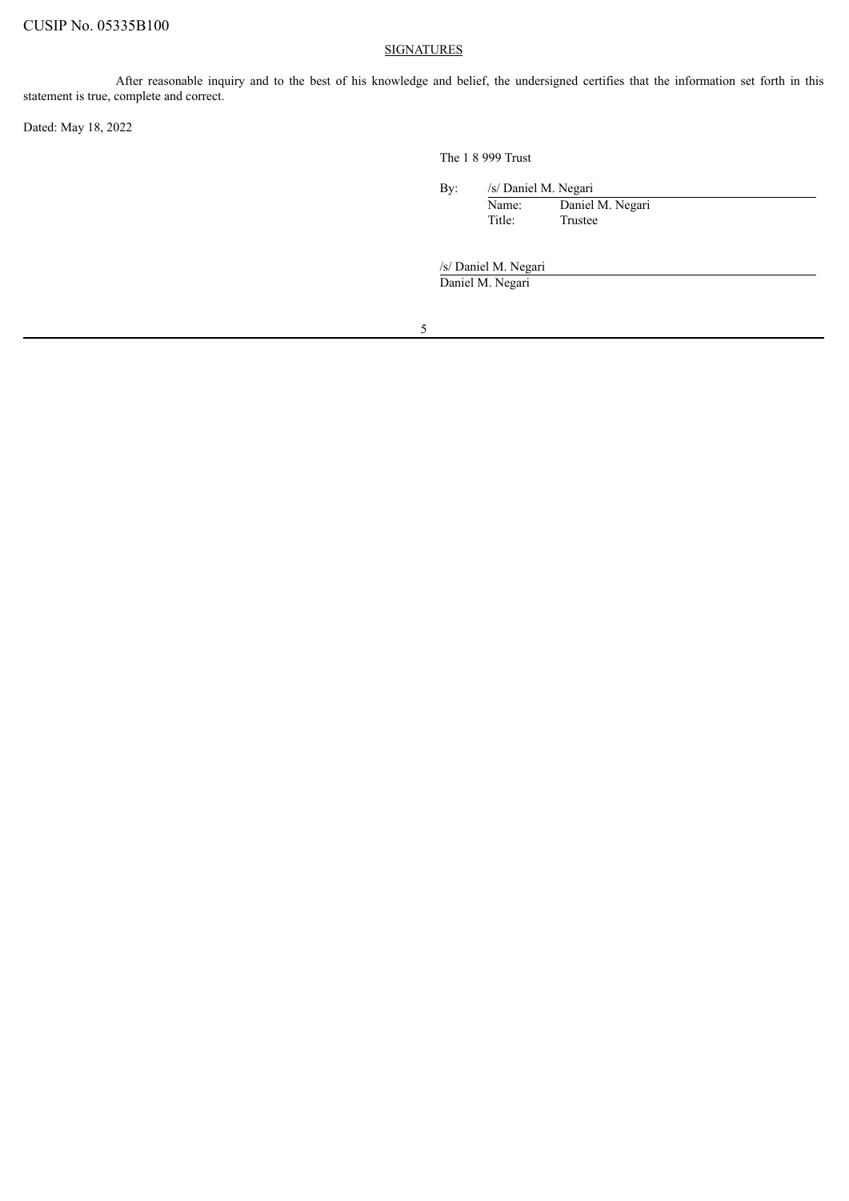CUSIP No. 05335B100

## SIGNATURES

After reasonable inquiry and to the best of his knowledge and belief, the undersigned certifies that the information set forth in this statement is true, complete and correct.

Dated: May 18, 2022

The 1 8 999 Trust

By: /s/ Daniel M. Negari
Name: Daniel M. Negari
Title: Trustee

/s/ Daniel M. Negari
Daniel M. Negari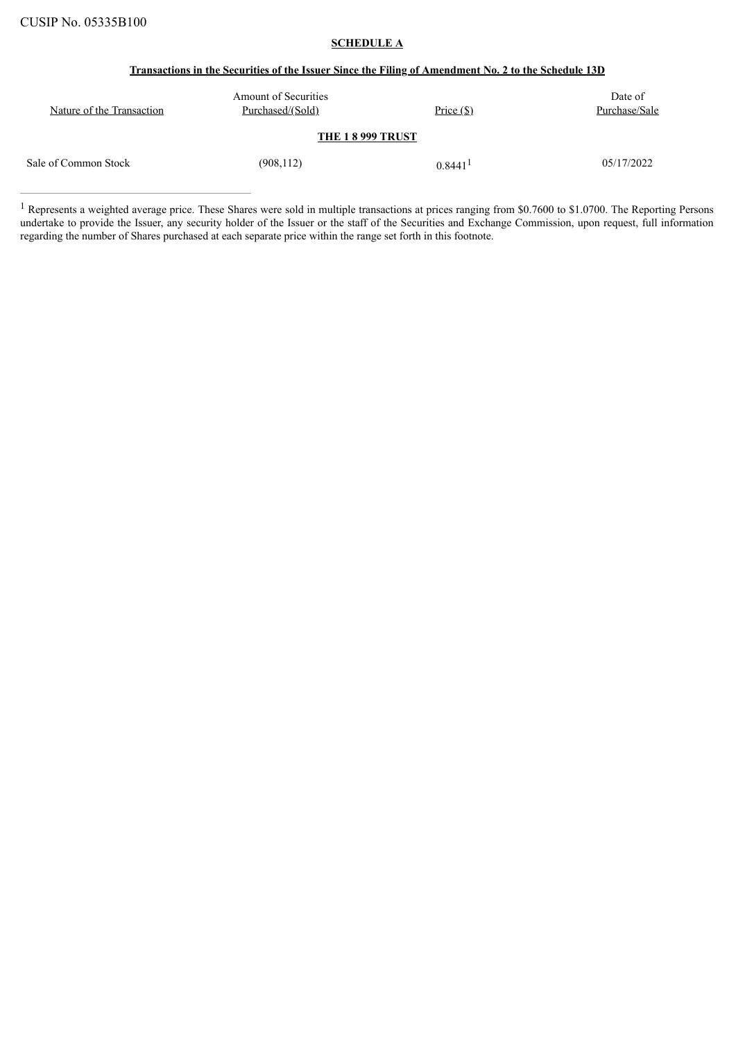CUSIP No. 05335B100

**SCHEDULE A**

**Transactions in the Securities of the Issuer Since the Filing of Amendment No. 2 to the Schedule 13D**

| Nature of the Transaction | Amount of Securities Purchased/(Sold) | Price ($) | Date of Purchase/Sale |
|---|---|---|---|
| | **THE 1 8 999 TRUST** | | |
| Sale of Common Stock | (908,112) | 0.8441[1] | 05/17/2022 |

[1] Represents a weighted average price. These Shares were sold in multiple transactions at prices ranging from $0.7600 to $1.0700. The Reporting Persons undertake to provide the Issuer, any security holder of the Issuer or the staff of the Securities and Exchange Commission, upon request, full information regarding the number of Shares purchased at each separate price within the range set forth in this footnote.